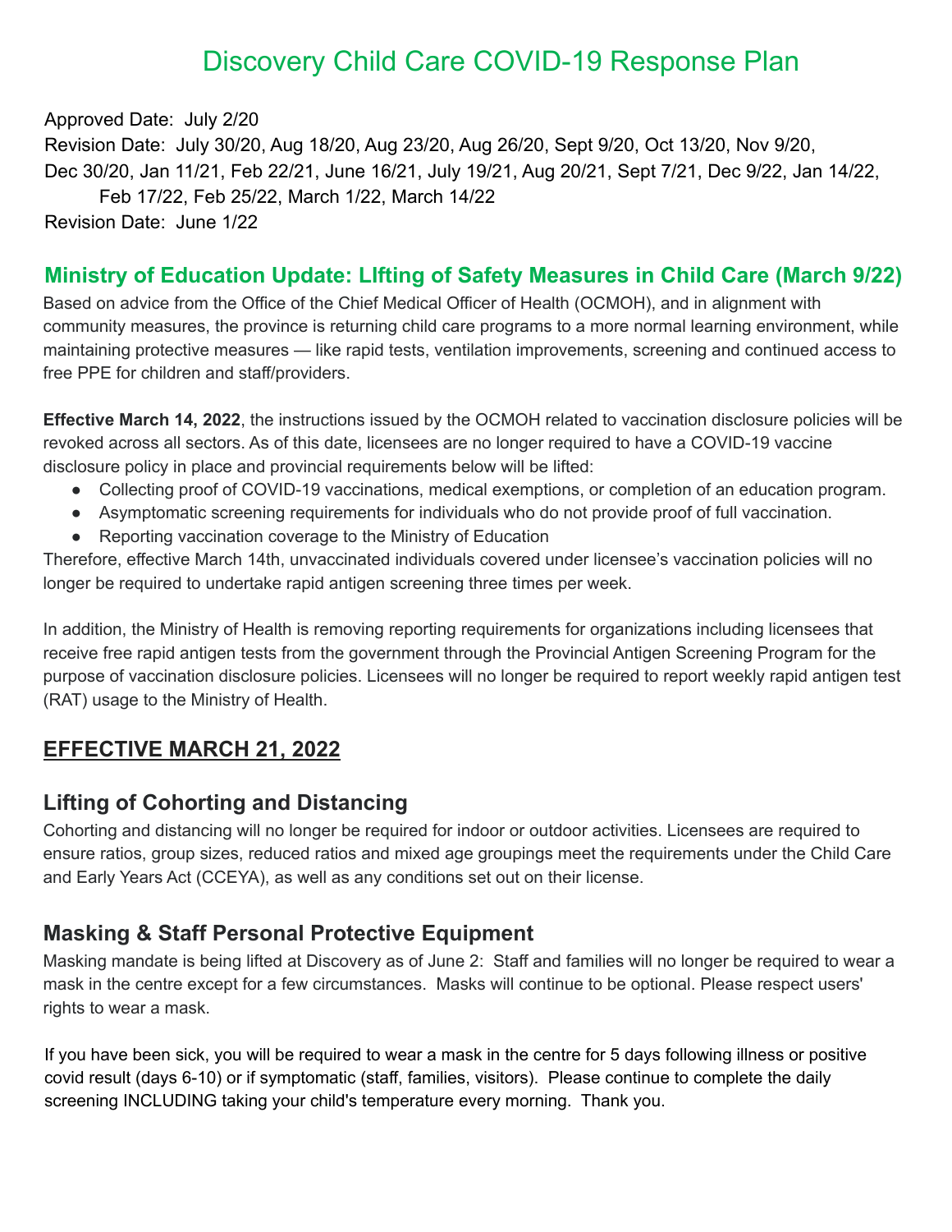# Discovery Child Care COVID-19 Response Plan

Approved Date: July 2/20
Revision Date: July 30/20, Aug 18/20, Aug 23/20, Aug 26/20, Sept 9/20, Oct 13/20, Nov 9/20, Dec 30/20, Jan 11/21, Feb 22/21, June 16/21, July 19/21, Aug 20/21, Sept 7/21, Dec 9/22, Jan 14/22, Feb 17/22, Feb 25/22, March 1/22, March 14/22
Revision Date: June 1/22

## Ministry of Education Update: LIfting of Safety Measures in Child Care (March 9/22)

Based on advice from the Office of the Chief Medical Officer of Health (OCMOH), and in alignment with community measures, the province is returning child care programs to a more normal learning environment, while maintaining protective measures — like rapid tests, ventilation improvements, screening and continued access to free PPE for children and staff/providers.

**Effective March 14, 2022**, the instructions issued by the OCMOH related to vaccination disclosure policies will be revoked across all sectors. As of this date, licensees are no longer required to have a COVID-19 vaccine disclosure policy in place and provincial requirements below will be lifted:

- Collecting proof of COVID-19 vaccinations, medical exemptions, or completion of an education program.
- Asymptomatic screening requirements for individuals who do not provide proof of full vaccination.
- Reporting vaccination coverage to the Ministry of Education

Therefore, effective March 14th, unvaccinated individuals covered under licensee's vaccination policies will no longer be required to undertake rapid antigen screening three times per week.

In addition, the Ministry of Health is removing reporting requirements for organizations including licensees that receive free rapid antigen tests from the government through the Provincial Antigen Screening Program for the purpose of vaccination disclosure policies. Licensees will no longer be required to report weekly rapid antigen test (RAT) usage to the Ministry of Health.

## EFFECTIVE MARCH 21, 2022

### Lifting of Cohorting and Distancing

Cohorting and distancing will no longer be required for indoor or outdoor activities. Licensees are required to ensure ratios, group sizes, reduced ratios and mixed age groupings meet the requirements under the Child Care and Early Years Act (CCEYA), as well as any conditions set out on their license.

### Masking & Staff Personal Protective Equipment

Masking mandate is being lifted at Discovery as of June 2: Staff and families will no longer be required to wear a mask in the centre except for a few circumstances. Masks will continue to be optional. Please respect users' rights to wear a mask.

If you have been sick, you will be required to wear a mask in the centre for 5 days following illness or positive covid result (days 6-10) or if symptomatic (staff, families, visitors). Please continue to complete the daily screening INCLUDING taking your child's temperature every morning. Thank you.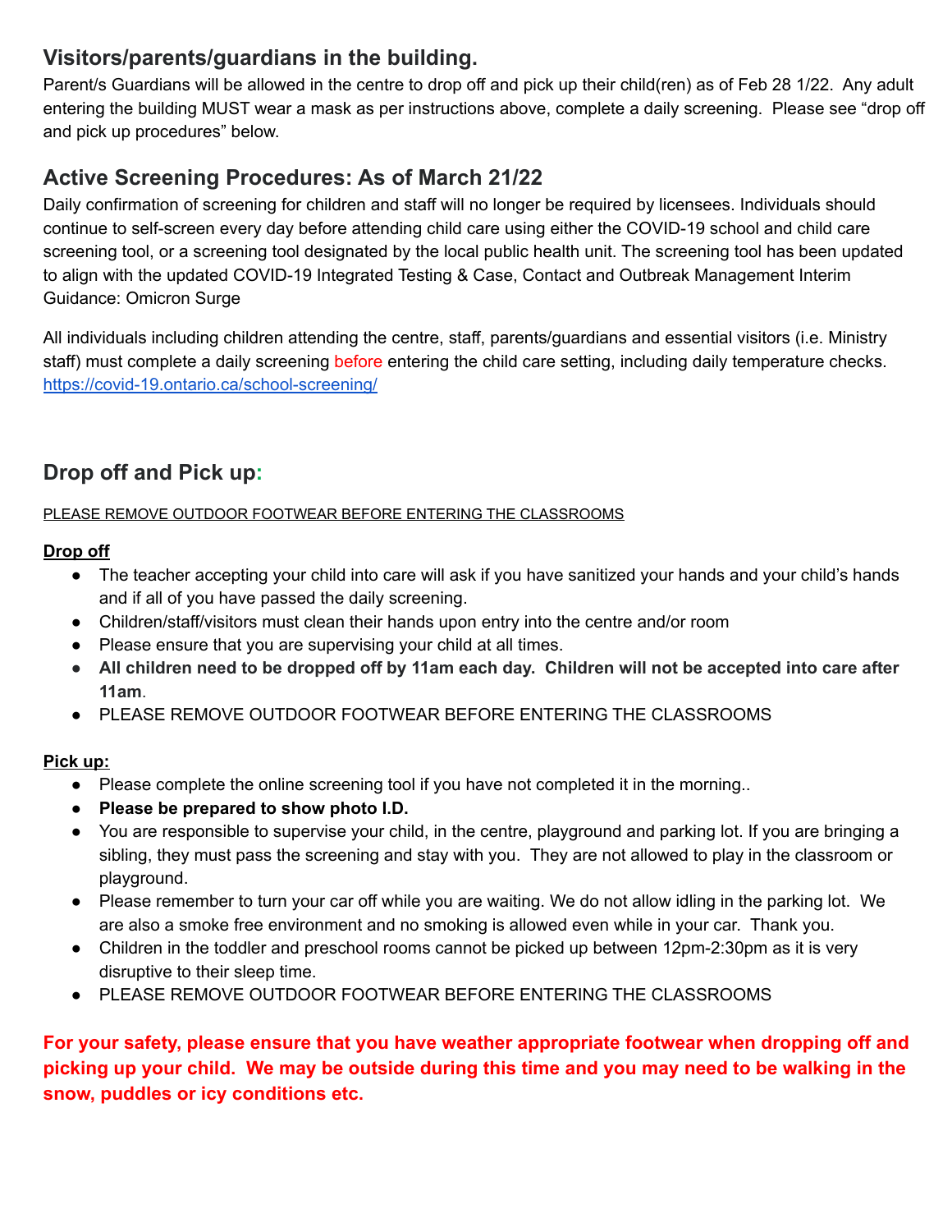## Visitors/parents/guardians in the building.

Parent/s Guardians will be allowed in the centre to drop off and pick up their child(ren) as of Feb 28 1/22. Any adult entering the building MUST wear a mask as per instructions above, complete a daily screening. Please see "drop off and pick up procedures" below.

## Active Screening Procedures: As of March 21/22

Daily confirmation of screening for children and staff will no longer be required by licensees. Individuals should continue to self-screen every day before attending child care using either the COVID-19 school and child care screening tool, or a screening tool designated by the local public health unit. The screening tool has been updated to align with the updated COVID-19 Integrated Testing & Case, Contact and Outbreak Management Interim Guidance: Omicron Surge

All individuals including children attending the centre, staff, parents/guardians and essential visitors (i.e. Ministry staff) must complete a daily screening before entering the child care setting, including daily temperature checks. https://covid-19.ontario.ca/school-screening/

## Drop off and Pick up:

PLEASE REMOVE OUTDOOR FOOTWEAR BEFORE ENTERING THE CLASSROOMS

**Drop off**

- The teacher accepting your child into care will ask if you have sanitized your hands and your child's hands and if all of you have passed the daily screening.
- Children/staff/visitors must clean their hands upon entry into the centre and/or room
- Please ensure that you are supervising your child at all times.
- **All children need to be dropped off by 11am each day. Children will not be accepted into care after 11am**.
- PLEASE REMOVE OUTDOOR FOOTWEAR BEFORE ENTERING THE CLASSROOMS

**Pick up:**

- Please complete the online screening tool if you have not completed it in the morning..
- **Please be prepared to show photo I.D.**
- You are responsible to supervise your child, in the centre, playground and parking lot. If you are bringing a sibling, they must pass the screening and stay with you. They are not allowed to play in the classroom or playground.
- Please remember to turn your car off while you are waiting. We do not allow idling in the parking lot. We are also a smoke free environment and no smoking is allowed even while in your car. Thank you.
- Children in the toddler and preschool rooms cannot be picked up between 12pm-2:30pm as it is very disruptive to their sleep time.
- PLEASE REMOVE OUTDOOR FOOTWEAR BEFORE ENTERING THE CLASSROOMS

**For your safety, please ensure that you have weather appropriate footwear when dropping off and picking up your child. We may be outside during this time and you may need to be walking in the snow, puddles or icy conditions etc.**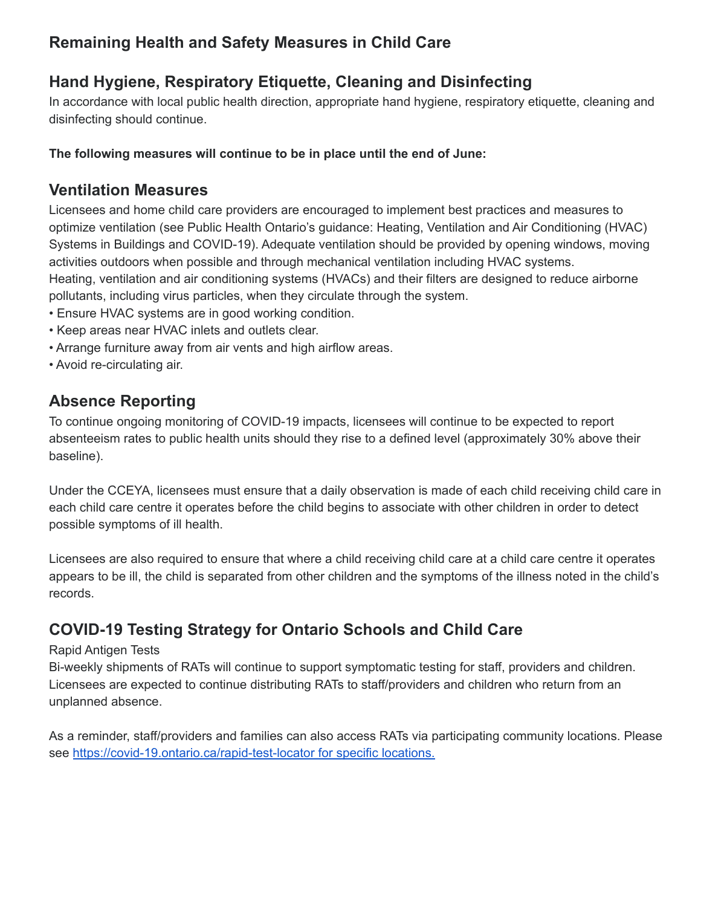## Remaining Health and Safety Measures in Child Care

## Hand Hygiene, Respiratory Etiquette, Cleaning and Disinfecting

In accordance with local public health direction, appropriate hand hygiene, respiratory etiquette, cleaning and disinfecting should continue.

**The following measures will continue to be in place until the end of June:**

## Ventilation Measures

Licensees and home child care providers are encouraged to implement best practices and measures to optimize ventilation (see Public Health Ontario's guidance: Heating, Ventilation and Air Conditioning (HVAC) Systems in Buildings and COVID-19). Adequate ventilation should be provided by opening windows, moving activities outdoors when possible and through mechanical ventilation including HVAC systems.
Heating, ventilation and air conditioning systems (HVACs) and their filters are designed to reduce airborne pollutants, including virus particles, when they circulate through the system.

- Ensure HVAC systems are in good working condition.
- Keep areas near HVAC inlets and outlets clear.
- Arrange furniture away from air vents and high airflow areas.
- Avoid re-circulating air.

## Absence Reporting

To continue ongoing monitoring of COVID-19 impacts, licensees will continue to be expected to report absenteeism rates to public health units should they rise to a defined level (approximately 30% above their baseline).

Under the CCEYA, licensees must ensure that a daily observation is made of each child receiving child care in each child care centre it operates before the child begins to associate with other children in order to detect possible symptoms of ill health.

Licensees are also required to ensure that where a child receiving child care at a child care centre it operates appears to be ill, the child is separated from other children and the symptoms of the illness noted in the child's records.

## COVID-19 Testing Strategy for Ontario Schools and Child Care

Rapid Antigen Tests

Bi-weekly shipments of RATs will continue to support symptomatic testing for staff, providers and children. Licensees are expected to continue distributing RATs to staff/providers and children who return from an unplanned absence.

As a reminder, staff/providers and families can also access RATs via participating community locations. Please see [https://covid-19.ontario.ca/rapid-test-locator for specific locations.](https://covid-19.ontario.ca/rapid-test-locator)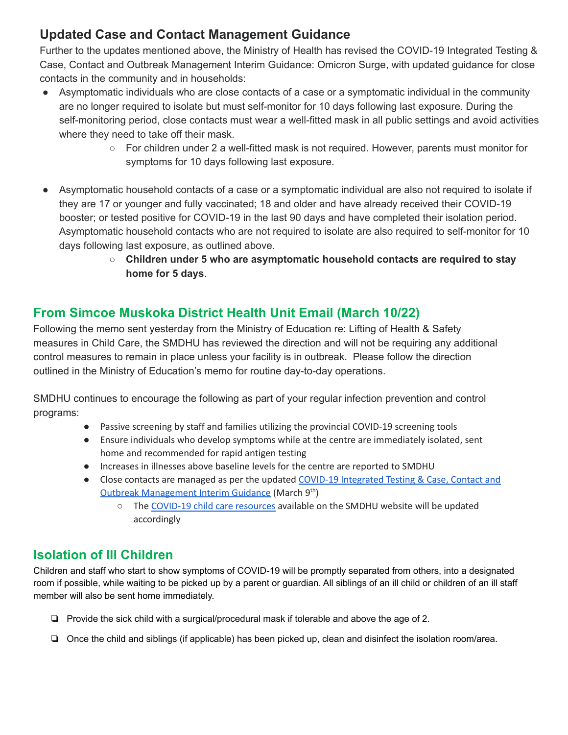## Updated Case and Contact Management Guidance

Further to the updates mentioned above, the Ministry of Health has revised the COVID-19 Integrated Testing & Case, Contact and Outbreak Management Interim Guidance: Omicron Surge, with updated guidance for close contacts in the community and in households:

- Asymptomatic individuals who are close contacts of a case or a symptomatic individual in the community are no longer required to isolate but must self-monitor for 10 days following last exposure. During the self-monitoring period, close contacts must wear a well-fitted mask in all public settings and avoid activities where they need to take off their mask.
    - For children under 2 a well-fitted mask is not required. However, parents must monitor for symptoms for 10 days following last exposure.

- Asymptomatic household contacts of a case or a symptomatic individual are also not required to isolate if they are 17 or younger and fully vaccinated; 18 and older and have already received their COVID-19 booster; or tested positive for COVID-19 in the last 90 days and have completed their isolation period. Asymptomatic household contacts who are not required to isolate are also required to self-monitor for 10 days following last exposure, as outlined above.
    - **Children under 5 who are asymptomatic household contacts are required to stay home for 5 days**.

## From Simcoe Muskoka District Health Unit Email (March 10/22)

Following the memo sent yesterday from the Ministry of Education re: Lifting of Health & Safety measures in Child Care, the SMDHU has reviewed the direction and will not be requiring any additional control measures to remain in place unless your facility is in outbreak. Please follow the direction outlined in the Ministry of Education's memo for routine day-to-day operations.

SMDHU continues to encourage the following as part of your regular infection prevention and control programs:

- Passive screening by staff and families utilizing the provincial COVID-19 screening tools
- Ensure individuals who develop symptoms while at the centre are immediately isolated, sent home and recommended for rapid antigen testing
- Increases in illnesses above baseline levels for the centre are reported to SMDHU
- Close contacts are managed as per the updated COVID-19 Integrated Testing & Case, Contact and Outbreak Management Interim Guidance (March 9th)
    - The COVID-19 child care resources available on the SMDHU website will be updated accordingly

## Isolation of Ill Children

Children and staff who start to show symptoms of COVID-19 will be promptly separated from others, into a designated room if possible, while waiting to be picked up by a parent or guardian. All siblings of an ill child or children of an ill staff member will also be sent home immediately.

- [ ] Provide the sick child with a surgical/procedural mask if tolerable and above the age of 2.
- [ ] Once the child and siblings (if applicable) has been picked up, clean and disinfect the isolation room/area.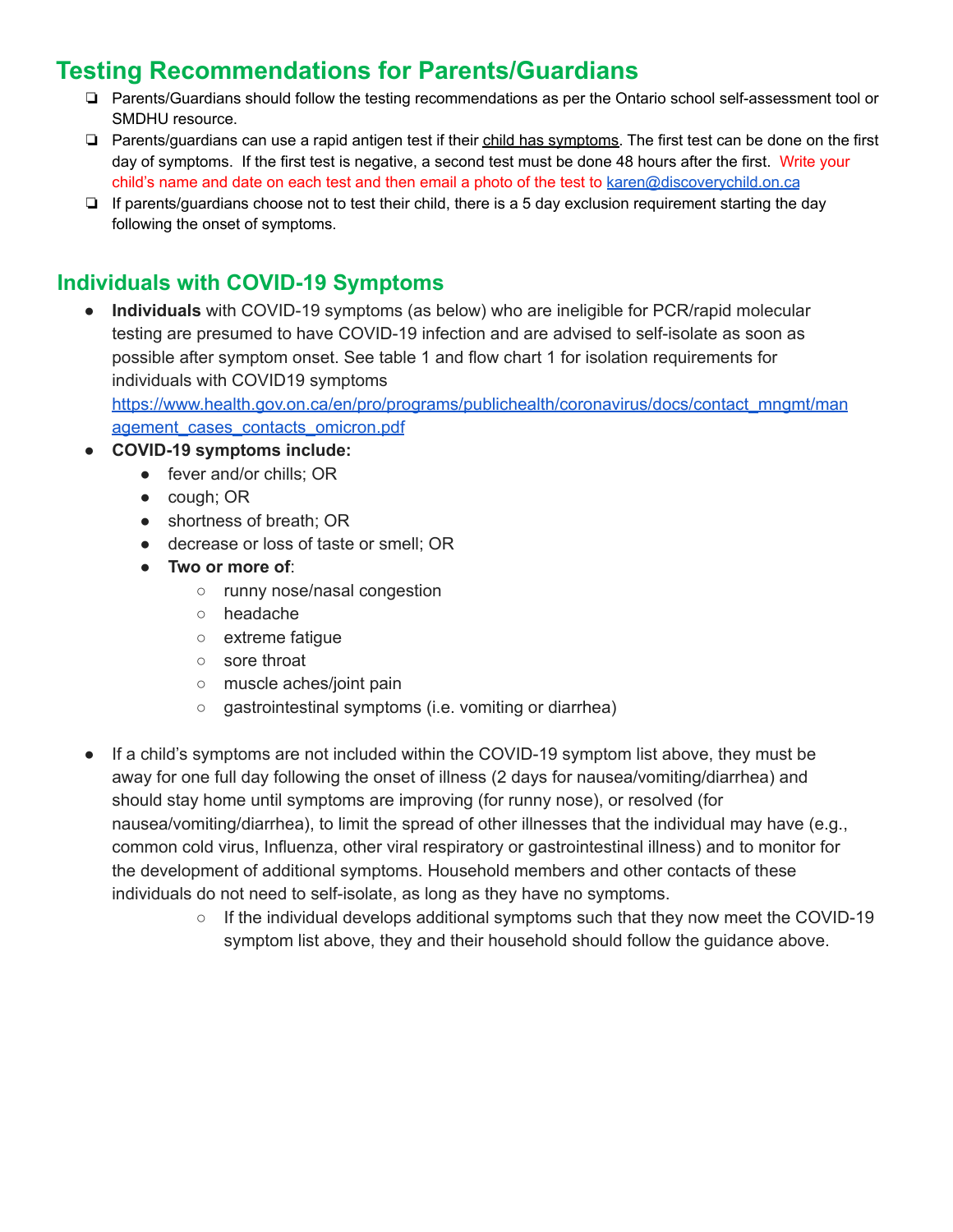## Testing Recommendations for Parents/Guardians

- ❏ Parents/Guardians should follow the testing recommendations as per the Ontario school self-assessment tool or SMDHU resource.
- ❏ Parents/guardians can use a rapid antigen test if their child has symptoms. The first test can be done on the first day of symptoms. If the first test is negative, a second test must be done 48 hours after the first. Write your child's name and date on each test and then email a photo of the test to karen@discoverychild.on.ca
- ❏ If parents/guardians choose not to test their child, there is a 5 day exclusion requirement starting the day following the onset of symptoms.

## Individuals with COVID-19 Symptoms

- **Individuals** with COVID-19 symptoms (as below) who are ineligible for PCR/rapid molecular testing are presumed to have COVID-19 infection and are advised to self-isolate as soon as possible after symptom onset. See table 1 and flow chart 1 for isolation requirements for individuals with COVID19 symptoms https://www.health.gov.on.ca/en/pro/programs/publichealth/coronavirus/docs/contact_mngmt/management_cases_contacts_omicron.pdf
- **COVID-19 symptoms include:**
  - fever and/or chills; OR
  - cough; OR
  - shortness of breath; OR
  - decrease or loss of taste or smell; OR
  - **Two or more of**:
    - runny nose/nasal congestion
    - headache
    - extreme fatigue
    - sore throat
    - muscle aches/joint pain
    - gastrointestinal symptoms (i.e. vomiting or diarrhea)

- If a child's symptoms are not included within the COVID-19 symptom list above, they must be away for one full day following the onset of illness (2 days for nausea/vomiting/diarrhea) and should stay home until symptoms are improving (for runny nose), or resolved (for nausea/vomiting/diarrhea), to limit the spread of other illnesses that the individual may have (e.g., common cold virus, Influenza, other viral respiratory or gastrointestinal illness) and to monitor for the development of additional symptoms. Household members and other contacts of these individuals do not need to self-isolate, as long as they have no symptoms.
  - If the individual develops additional symptoms such that they now meet the COVID-19 symptom list above, they and their household should follow the guidance above.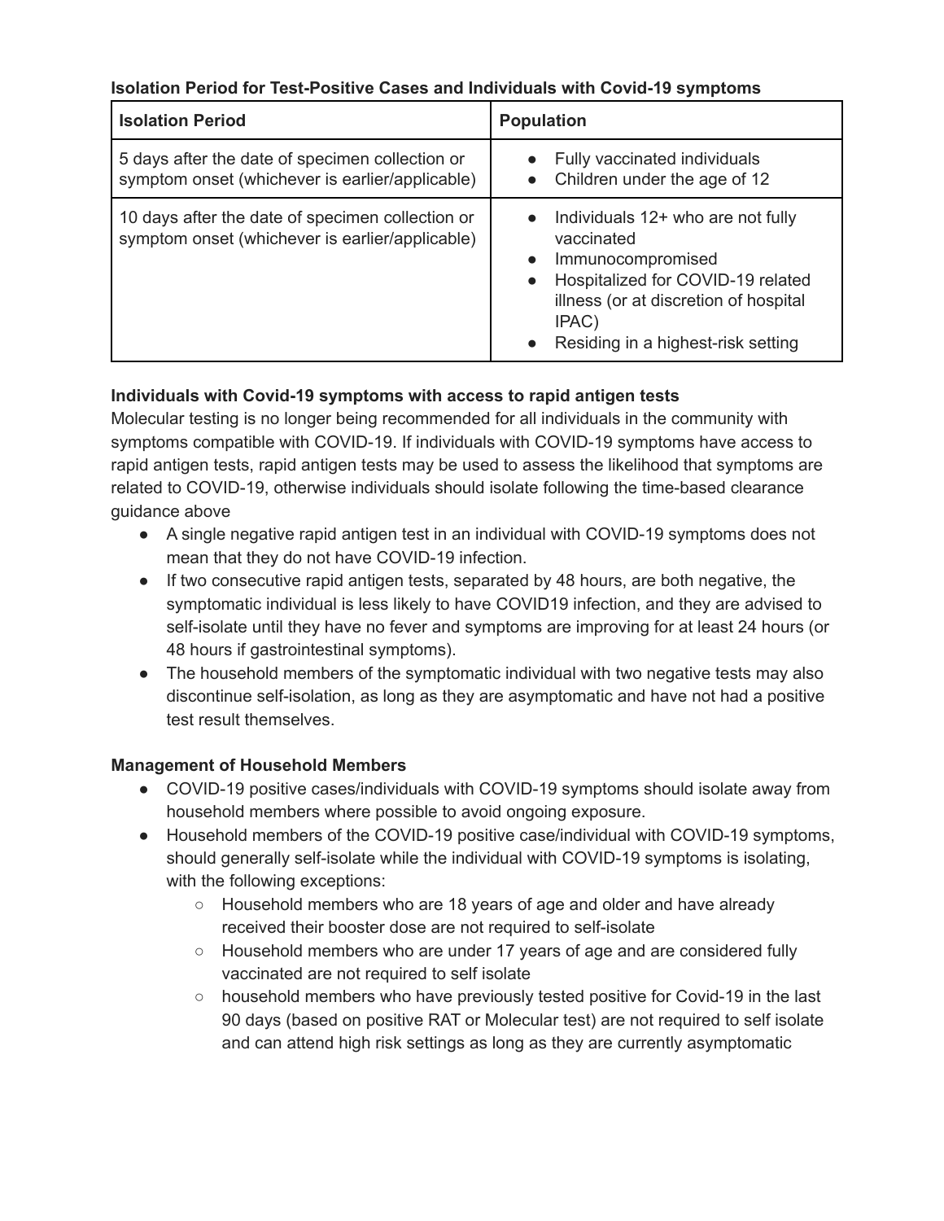**Isolation Period for Test-Positive Cases and Individuals with Covid-19 symptoms**

| Isolation Period | Population |
| --- | --- |
| 5 days after the date of specimen collection or symptom onset (whichever is earlier/applicable) | • Fully vaccinated individuals<br>• Children under the age of 12 |
| 10 days after the date of specimen collection or symptom onset (whichever is earlier/applicable) | • Individuals 12+ who are not fully vaccinated<br>• Immunocompromised<br>• Hospitalized for COVID-19 related illness (or at discretion of hospital IPAC)<br>• Residing in a highest-risk setting |

**Individuals with Covid-19 symptoms with access to rapid antigen tests**

Molecular testing is no longer being recommended for all individuals in the community with symptoms compatible with COVID-19. If individuals with COVID-19 symptoms have access to rapid antigen tests, rapid antigen tests may be used to assess the likelihood that symptoms are related to COVID-19, otherwise individuals should isolate following the time-based clearance guidance above

- A single negative rapid antigen test in an individual with COVID-19 symptoms does not mean that they do not have COVID-19 infection.
- If two consecutive rapid antigen tests, separated by 48 hours, are both negative, the symptomatic individual is less likely to have COVID19 infection, and they are advised to self-isolate until they have no fever and symptoms are improving for at least 24 hours (or 48 hours if gastrointestinal symptoms).
- The household members of the symptomatic individual with two negative tests may also discontinue self-isolation, as long as they are asymptomatic and have not had a positive test result themselves.

**Management of Household Members**

- COVID-19 positive cases/individuals with COVID-19 symptoms should isolate away from household members where possible to avoid ongoing exposure.
- Household members of the COVID-19 positive case/individual with COVID-19 symptoms, should generally self-isolate while the individual with COVID-19 symptoms is isolating, with the following exceptions:
  - Household members who are 18 years of age and older and have already received their booster dose are not required to self-isolate
  - Household members who are under 17 years of age and are considered fully vaccinated are not required to self isolate
  - household members who have previously tested positive for Covid-19 in the last 90 days (based on positive RAT or Molecular test) are not required to self isolate and can attend high risk settings as long as they are currently asymptomatic